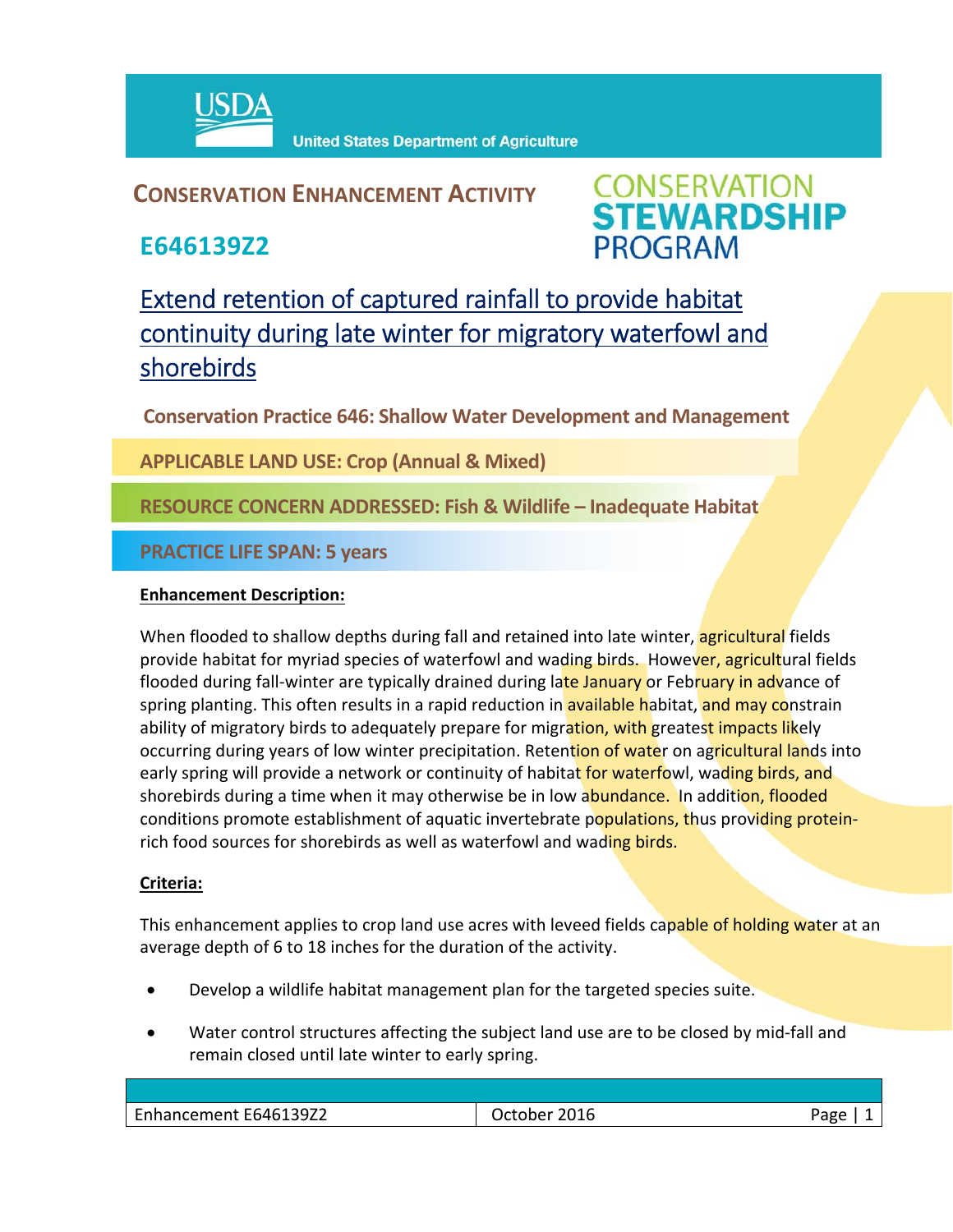United States Department of Agriculture

## CONSERVATION ENHANCEMENT ACTIVITY

# E646139Z2

CONSERVATION STEWARDSHIP PROGRAM

# Extend retention of captured rainfall to provide habitat continuity during late winter for migratory waterfowl and shorebirds

**Conservation Practice 646: Shallow Water Development and Management**

**APPLICABLE LAND USE: Crop (Annual & Mixed)**

**RESOURCE CONCERN ADDRESSED: Fish & Wildlife – Inadequate Habitat**

**PRACTICE LIFE SPAN: 5 years**

**Enhancement Description:**

When flooded to shallow depths during fall and retained into late winter, agricultural fields provide habitat for myriad species of waterfowl and wading birds. However, agricultural fields flooded during fall-winter are typically drained during late January or February in advance of spring planting. This often results in a rapid reduction in available habitat, and may constrain ability of migratory birds to adequately prepare for migration, with greatest impacts likely occurring during years of low winter precipitation. Retention of water on agricultural lands into early spring will provide a network or continuity of habitat for waterfowl, wading birds, and shorebirds during a time when it may otherwise be in low abundance. In addition, flooded conditions promote establishment of aquatic invertebrate populations, thus providing protein-rich food sources for shorebirds as well as waterfowl and wading birds.

**Criteria:**

This enhancement applies to crop land use acres with leveed fields capable of holding water at an average depth of 6 to 18 inches for the duration of the activity.

- Develop a wildlife habitat management plan for the targeted species suite.
- Water control structures affecting the subject land use are to be closed by mid-fall and remain closed until late winter to early spring.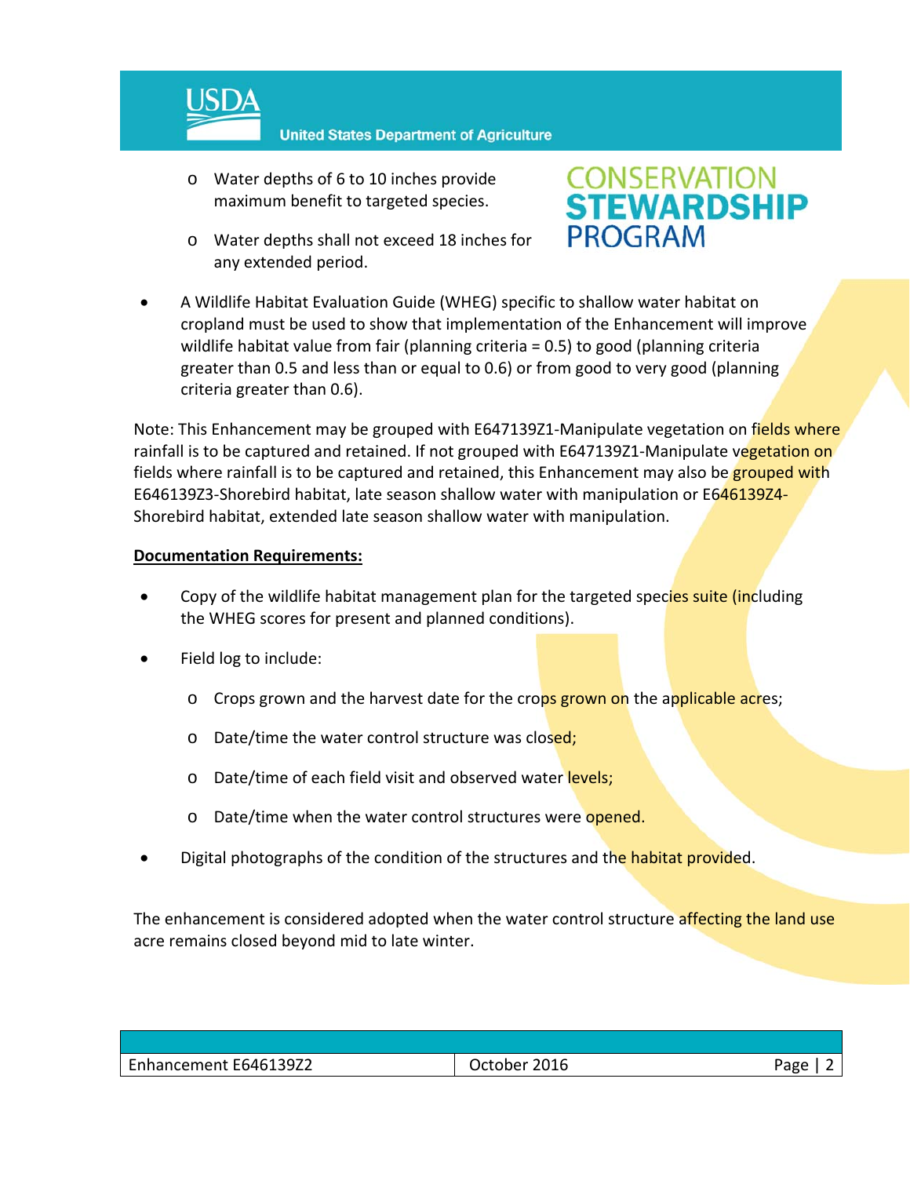- Water depths of 6 to 10 inches provide maximum benefit to targeted species.
- Water depths shall not exceed 18 inches for any extended period.

- A Wildlife Habitat Evaluation Guide (WHEG) specific to shallow water habitat on cropland must be used to show that implementation of the Enhancement will improve wildlife habitat value from fair (planning criteria = 0.5) to good (planning criteria greater than 0.5 and less than or equal to 0.6) or from good to very good (planning criteria greater than 0.6).

Note: This Enhancement may be grouped with E647139Z1-Manipulate vegetation on fields where rainfall is to be captured and retained. If not grouped with E647139Z1-Manipulate vegetation on fields where rainfall is to be captured and retained, this Enhancement may also be grouped with E646139Z3-Shorebird habitat, late season shallow water with manipulation or E646139Z4-Shorebird habitat, extended late season shallow water with manipulation.

**Documentation Requirements:**

- Copy of the wildlife habitat management plan for the targeted species suite (including the WHEG scores for present and planned conditions).
- Field log to include:
  - Crops grown and the harvest date for the crops grown on the applicable acres;
  - Date/time the water control structure was closed;
  - Date/time of each field visit and observed water levels;
  - Date/time when the water control structures were opened.
- Digital photographs of the condition of the structures and the habitat provided.

The enhancement is considered adopted when the water control structure affecting the land use acre remains closed beyond mid to late winter.